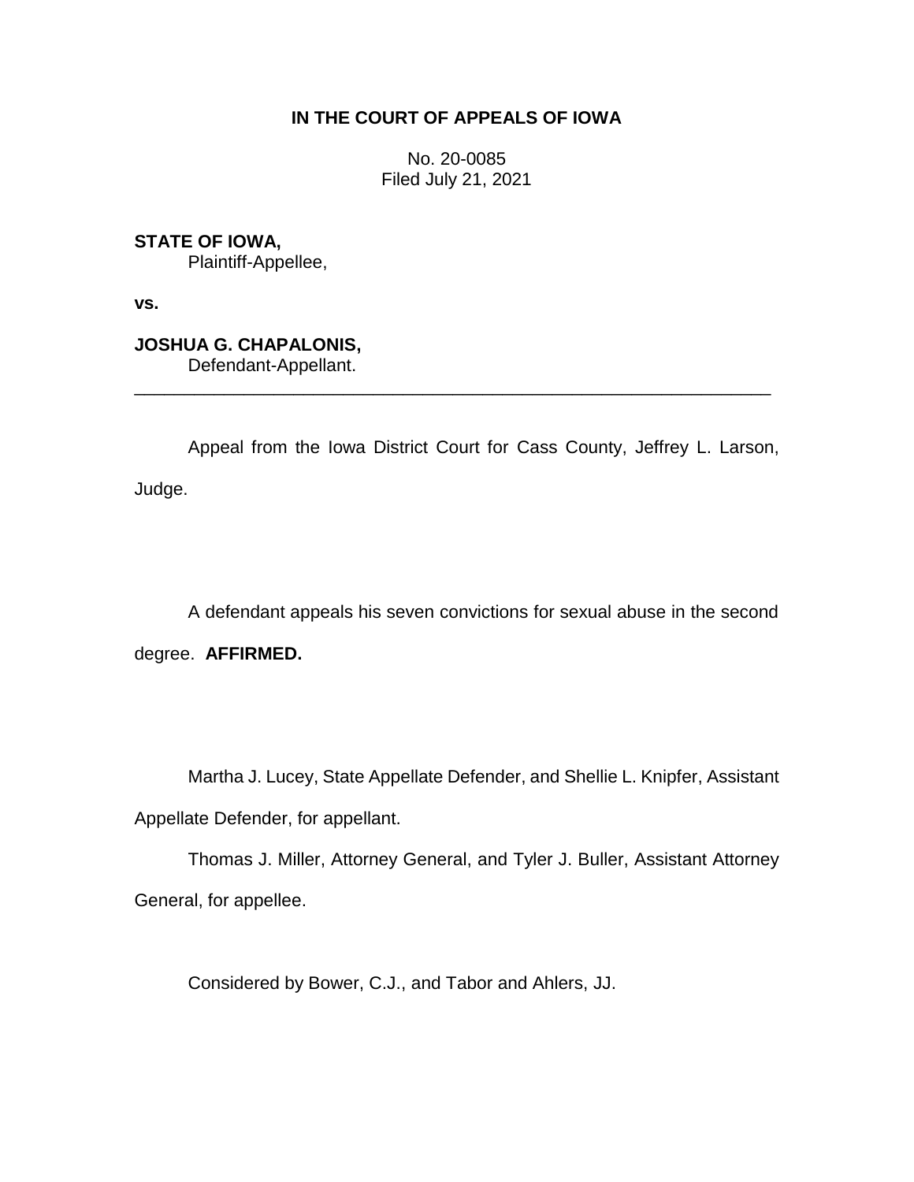# IN THE COURT OF APPEALS OF IOWA

No. 20-0085
Filed July 21, 2021

**STATE OF IOWA,**
Plaintiff-Appellee,

**vs.**

**JOSHUA G. CHAPALONIS,**
Defendant-Appellant.

---

Appeal from the Iowa District Court for Cass County, Jeffrey L. Larson, Judge.

A defendant appeals his seven convictions for sexual abuse in the second degree. **AFFIRMED.**

Martha J. Lucey, State Appellate Defender, and Shellie L. Knipfer, Assistant Appellate Defender, for appellant.

Thomas J. Miller, Attorney General, and Tyler J. Buller, Assistant Attorney General, for appellee.

Considered by Bower, C.J., and Tabor and Ahlers, JJ.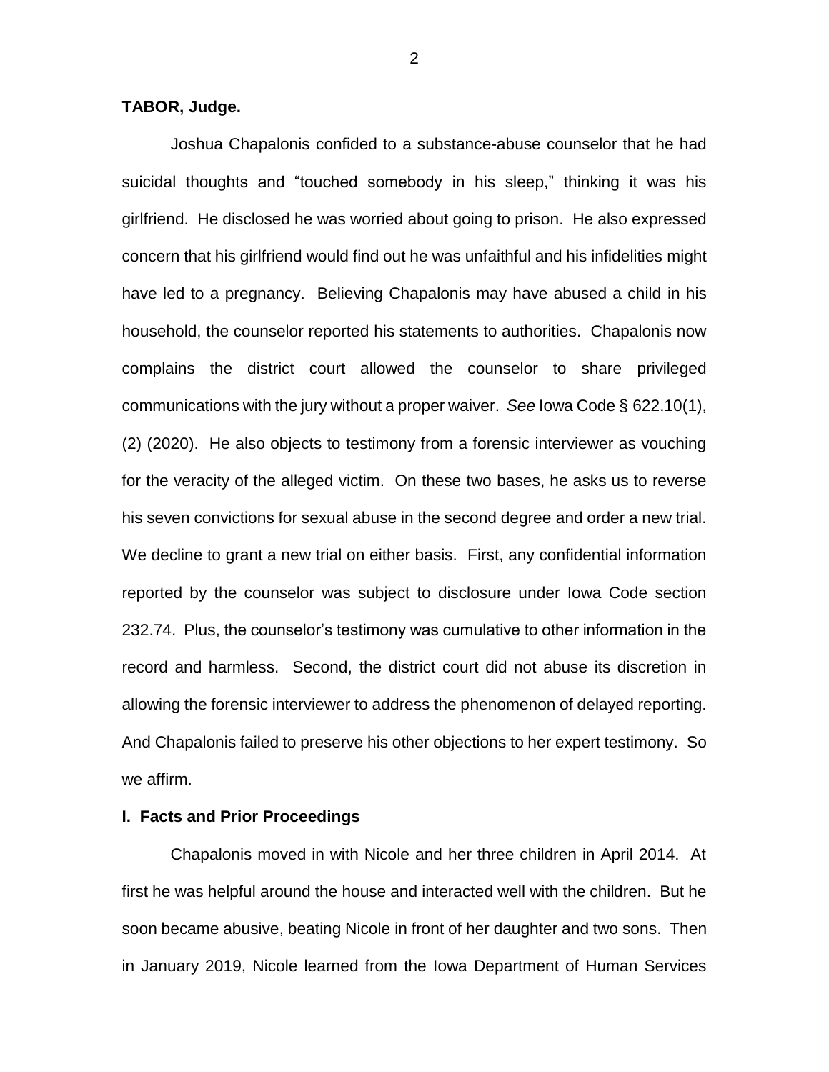**TABOR, Judge.**

Joshua Chapalonis confided to a substance-abuse counselor that he had suicidal thoughts and "touched somebody in his sleep," thinking it was his girlfriend. He disclosed he was worried about going to prison. He also expressed concern that his girlfriend would find out he was unfaithful and his infidelities might have led to a pregnancy. Believing Chapalonis may have abused a child in his household, the counselor reported his statements to authorities. Chapalonis now complains the district court allowed the counselor to share privileged communications with the jury without a proper waiver. *See* Iowa Code § 622.10(1), (2) (2020). He also objects to testimony from a forensic interviewer as vouching for the veracity of the alleged victim. On these two bases, he asks us to reverse his seven convictions for sexual abuse in the second degree and order a new trial. We decline to grant a new trial on either basis. First, any confidential information reported by the counselor was subject to disclosure under Iowa Code section 232.74. Plus, the counselor's testimony was cumulative to other information in the record and harmless. Second, the district court did not abuse its discretion in allowing the forensic interviewer to address the phenomenon of delayed reporting. And Chapalonis failed to preserve his other objections to her expert testimony. So we affirm.

## I. Facts and Prior Proceedings

Chapalonis moved in with Nicole and her three children in April 2014. At first he was helpful around the house and interacted well with the children. But he soon became abusive, beating Nicole in front of her daughter and two sons. Then in January 2019, Nicole learned from the Iowa Department of Human Services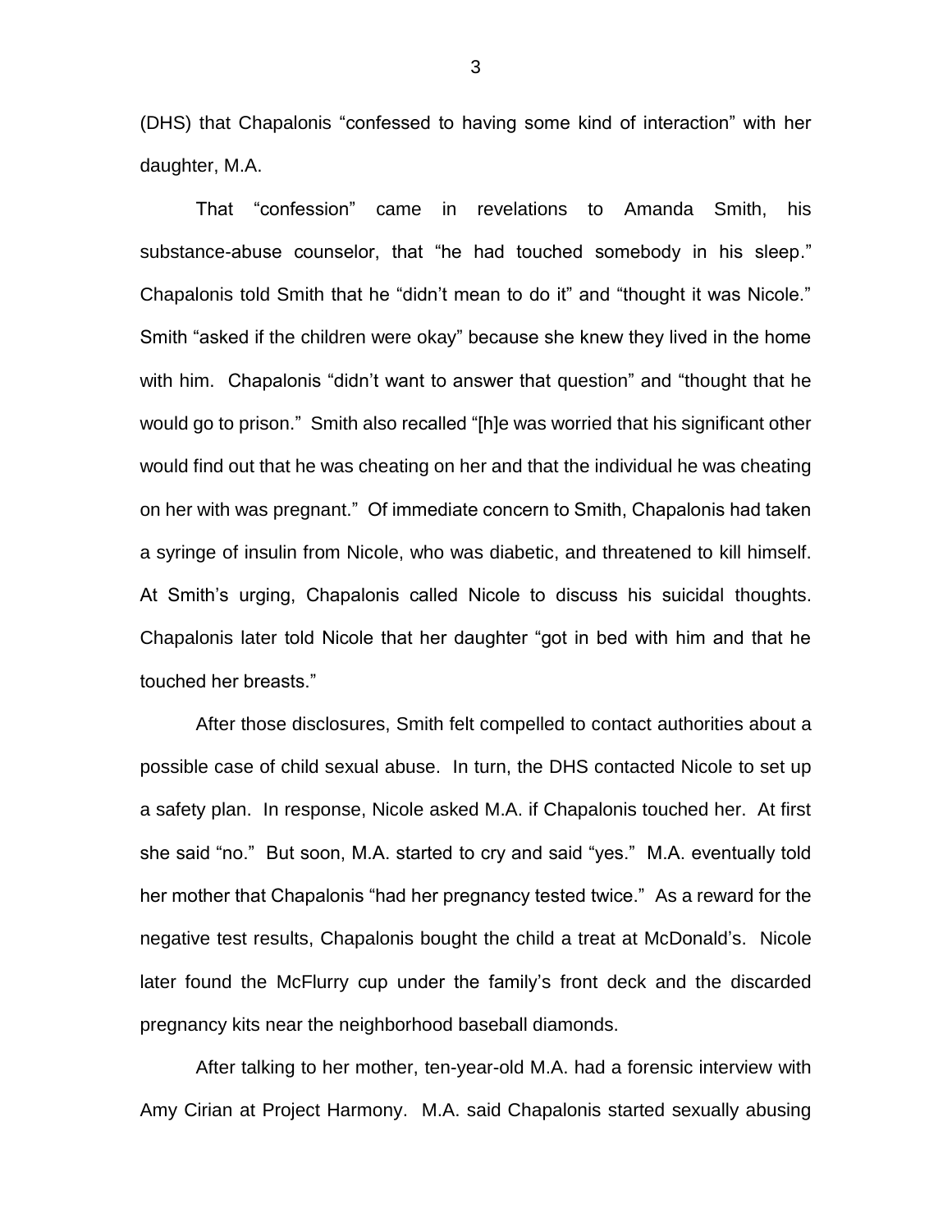(DHS) that Chapalonis "confessed to having some kind of interaction" with her daughter, M.A.

That "confession" came in revelations to Amanda Smith, his substance-abuse counselor, that "he had touched somebody in his sleep." Chapalonis told Smith that he "didn't mean to do it" and "thought it was Nicole." Smith "asked if the children were okay" because she knew they lived in the home with him. Chapalonis "didn't want to answer that question" and "thought that he would go to prison." Smith also recalled "[h]e was worried that his significant other would find out that he was cheating on her and that the individual he was cheating on her with was pregnant." Of immediate concern to Smith, Chapalonis had taken a syringe of insulin from Nicole, who was diabetic, and threatened to kill himself. At Smith's urging, Chapalonis called Nicole to discuss his suicidal thoughts. Chapalonis later told Nicole that her daughter "got in bed with him and that he touched her breasts."

After those disclosures, Smith felt compelled to contact authorities about a possible case of child sexual abuse. In turn, the DHS contacted Nicole to set up a safety plan. In response, Nicole asked M.A. if Chapalonis touched her. At first she said "no." But soon, M.A. started to cry and said "yes." M.A. eventually told her mother that Chapalonis "had her pregnancy tested twice." As a reward for the negative test results, Chapalonis bought the child a treat at McDonald's. Nicole later found the McFlurry cup under the family's front deck and the discarded pregnancy kits near the neighborhood baseball diamonds.

After talking to her mother, ten-year-old M.A. had a forensic interview with Amy Cirian at Project Harmony. M.A. said Chapalonis started sexually abusing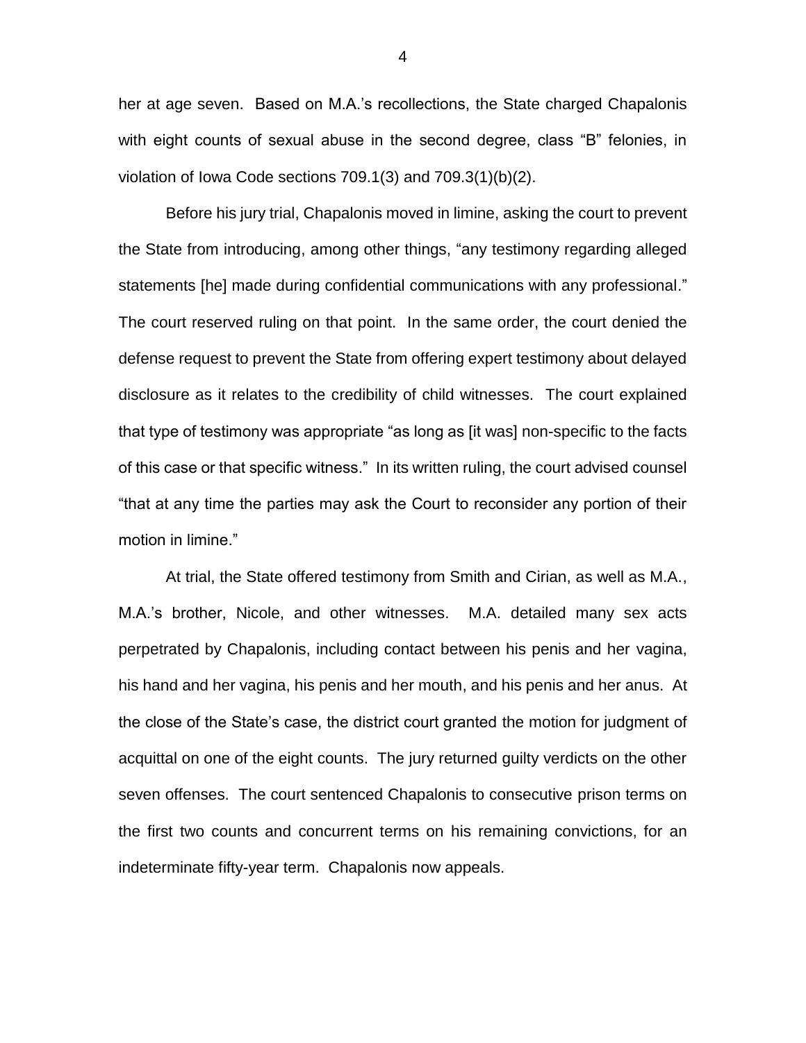her at age seven. Based on M.A.'s recollections, the State charged Chapalonis with eight counts of sexual abuse in the second degree, class "B" felonies, in violation of Iowa Code sections 709.1(3) and 709.3(1)(b)(2).

Before his jury trial, Chapalonis moved in limine, asking the court to prevent the State from introducing, among other things, "any testimony regarding alleged statements [he] made during confidential communications with any professional." The court reserved ruling on that point. In the same order, the court denied the defense request to prevent the State from offering expert testimony about delayed disclosure as it relates to the credibility of child witnesses. The court explained that type of testimony was appropriate "as long as [it was] non-specific to the facts of this case or that specific witness." In its written ruling, the court advised counsel "that at any time the parties may ask the Court to reconsider any portion of their motion in limine."

At trial, the State offered testimony from Smith and Cirian, as well as M.A., M.A.'s brother, Nicole, and other witnesses. M.A. detailed many sex acts perpetrated by Chapalonis, including contact between his penis and her vagina, his hand and her vagina, his penis and her mouth, and his penis and her anus. At the close of the State's case, the district court granted the motion for judgment of acquittal on one of the eight counts. The jury returned guilty verdicts on the other seven offenses. The court sentenced Chapalonis to consecutive prison terms on the first two counts and concurrent terms on his remaining convictions, for an indeterminate fifty-year term. Chapalonis now appeals.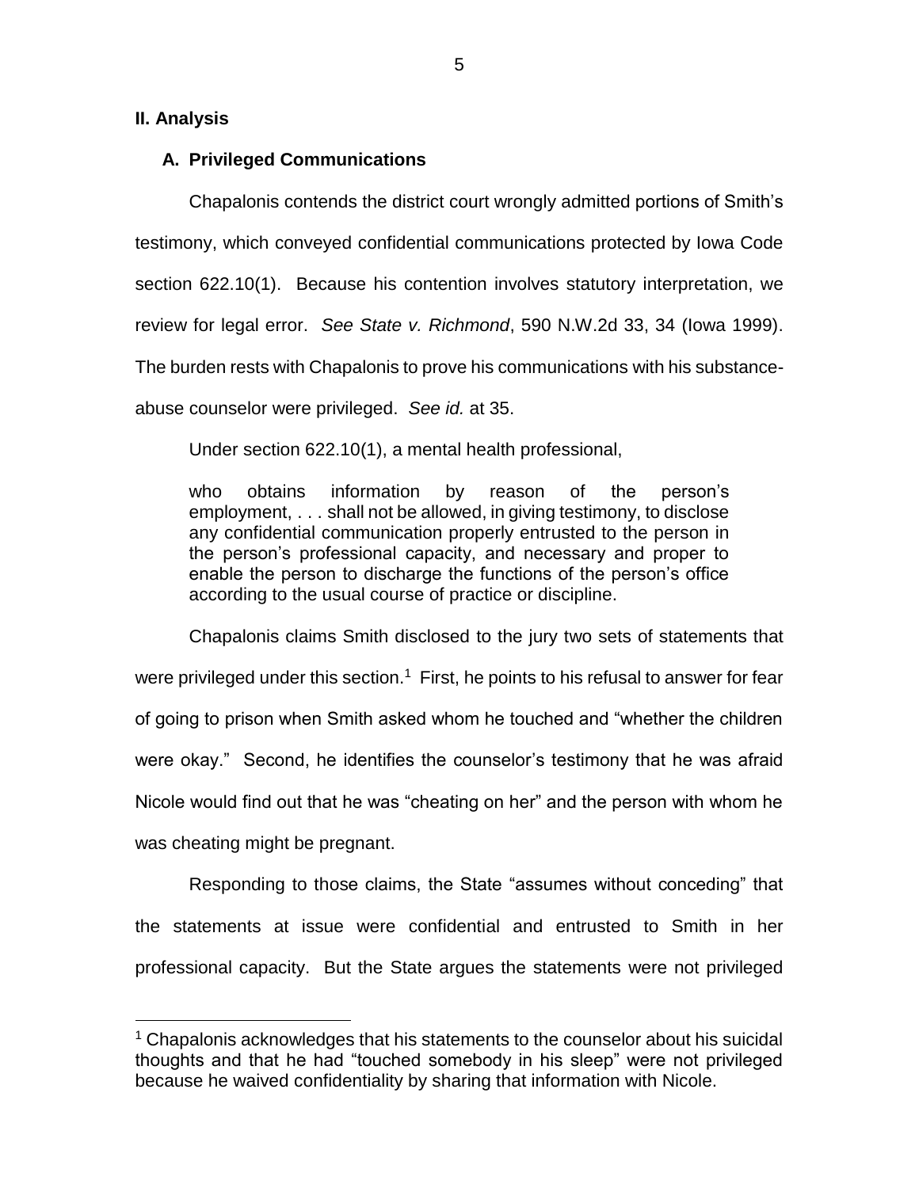## II. Analysis

### A. Privileged Communications

Chapalonis contends the district court wrongly admitted portions of Smith's testimony, which conveyed confidential communications protected by Iowa Code section 622.10(1). Because his contention involves statutory interpretation, we review for legal error. *See State v. Richmond*, 590 N.W.2d 33, 34 (Iowa 1999). The burden rests with Chapalonis to prove his communications with his substance-abuse counselor were privileged. *See id.* at 35.

Under section 622.10(1), a mental health professional,

> who obtains information by reason of the person's employment, . . . shall not be allowed, in giving testimony, to disclose any confidential communication properly entrusted to the person in the person's professional capacity, and necessary and proper to enable the person to discharge the functions of the person's office according to the usual course of practice or discipline.

Chapalonis claims Smith disclosed to the jury two sets of statements that were privileged under this section.[1] First, he points to his refusal to answer for fear of going to prison when Smith asked whom he touched and "whether the children were okay." Second, he identifies the counselor's testimony that he was afraid Nicole would find out that he was "cheating on her" and the person with whom he was cheating might be pregnant.

Responding to those claims, the State "assumes without conceding" that the statements at issue were confidential and entrusted to Smith in her professional capacity. But the State argues the statements were not privileged

[1] Chapalonis acknowledges that his statements to the counselor about his suicidal thoughts and that he had "touched somebody in his sleep" were not privileged because he waived confidentiality by sharing that information with Nicole.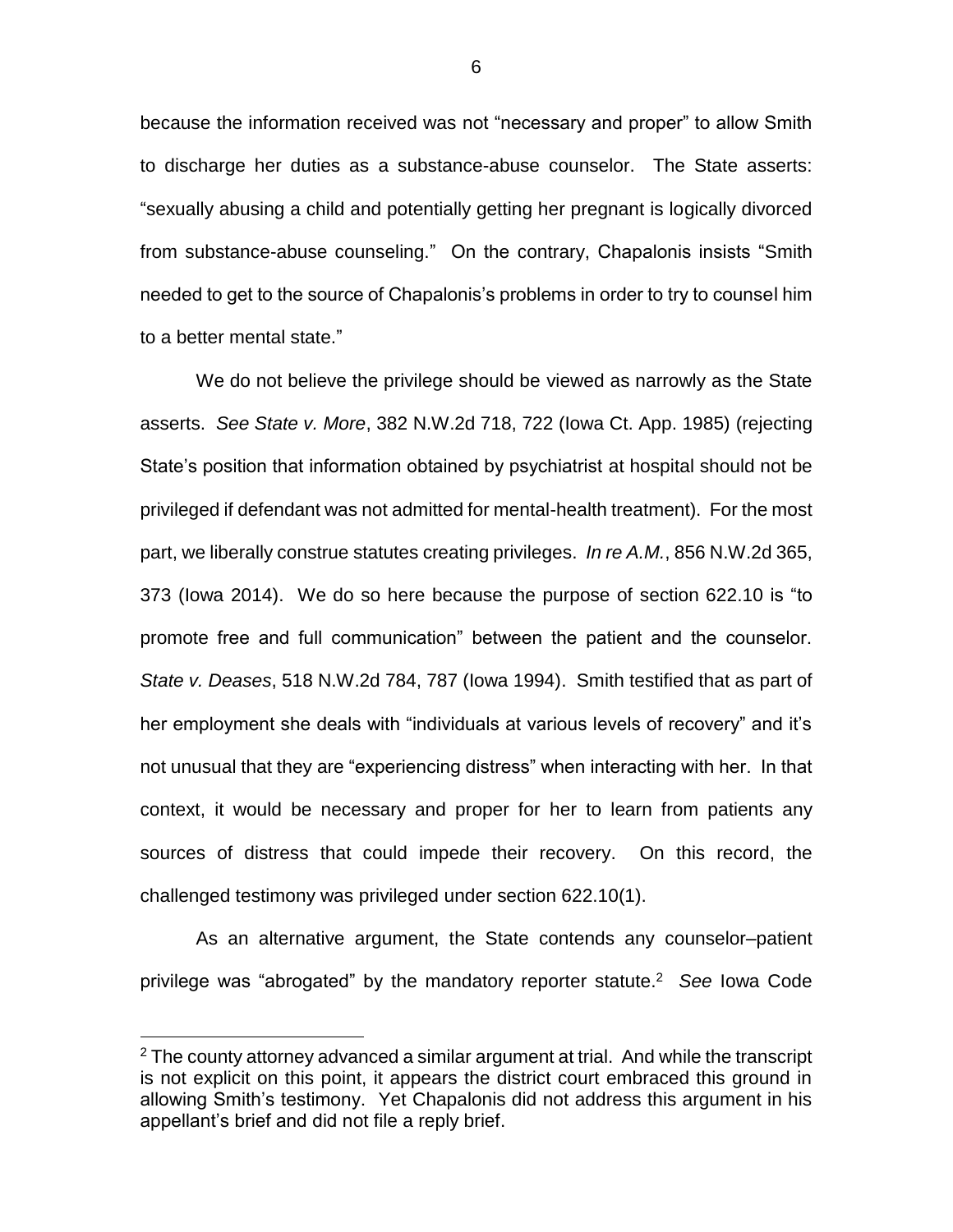because the information received was not "necessary and proper" to allow Smith to discharge her duties as a substance-abuse counselor. The State asserts: "sexually abusing a child and potentially getting her pregnant is logically divorced from substance-abuse counseling." On the contrary, Chapalonis insists "Smith needed to get to the source of Chapalonis's problems in order to try to counsel him to a better mental state."

We do not believe the privilege should be viewed as narrowly as the State asserts. *See State v. More*, 382 N.W.2d 718, 722 (Iowa Ct. App. 1985) (rejecting State's position that information obtained by psychiatrist at hospital should not be privileged if defendant was not admitted for mental-health treatment). For the most part, we liberally construe statutes creating privileges. *In re A.M.*, 856 N.W.2d 365, 373 (Iowa 2014). We do so here because the purpose of section 622.10 is "to promote free and full communication" between the patient and the counselor. *State v. Deases*, 518 N.W.2d 784, 787 (Iowa 1994). Smith testified that as part of her employment she deals with "individuals at various levels of recovery" and it's not unusual that they are "experiencing distress" when interacting with her. In that context, it would be necessary and proper for her to learn from patients any sources of distress that could impede their recovery. On this record, the challenged testimony was privileged under section 622.10(1).

As an alternative argument, the State contends any counselor–patient privilege was "abrogated" by the mandatory reporter statute.[2] *See* Iowa Code

[2] The county attorney advanced a similar argument at trial. And while the transcript is not explicit on this point, it appears the district court embraced this ground in allowing Smith's testimony. Yet Chapalonis did not address this argument in his appellant's brief and did not file a reply brief.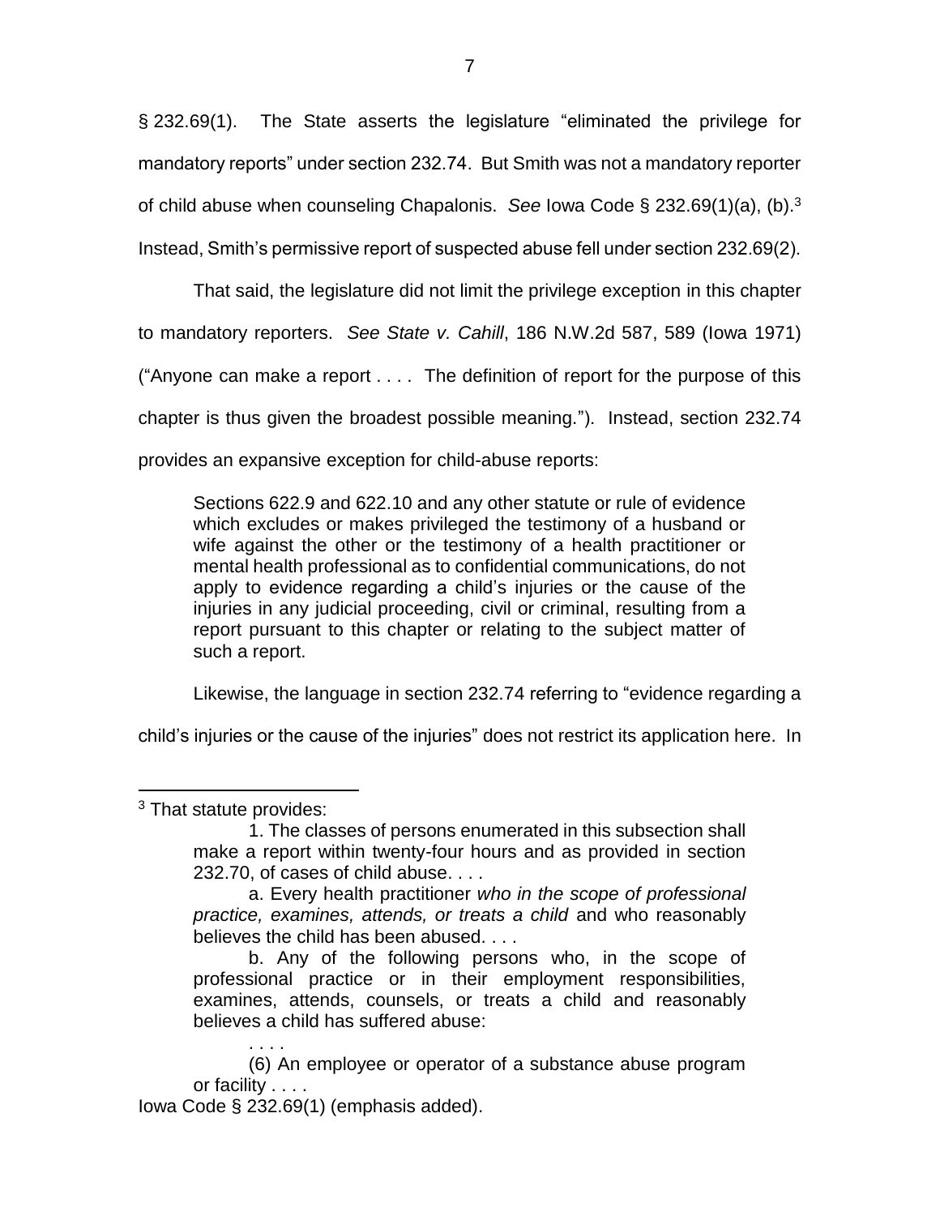§ 232.69(1). The State asserts the legislature "eliminated the privilege for mandatory reports" under section 232.74. But Smith was not a mandatory reporter of child abuse when counseling Chapalonis. *See* Iowa Code § 232.69(1)(a), (b).[3] Instead, Smith's permissive report of suspected abuse fell under section 232.69(2).

That said, the legislature did not limit the privilege exception in this chapter to mandatory reporters. *See State v. Cahill*, 186 N.W.2d 587, 589 (Iowa 1971) ("Anyone can make a report . . . . The definition of report for the purpose of this chapter is thus given the broadest possible meaning."). Instead, section 232.74 provides an expansive exception for child-abuse reports:

> Sections 622.9 and 622.10 and any other statute or rule of evidence which excludes or makes privileged the testimony of a husband or wife against the other or the testimony of a health practitioner or mental health professional as to confidential communications, do not apply to evidence regarding a child's injuries or the cause of the injuries in any judicial proceeding, civil or criminal, resulting from a report pursuant to this chapter or relating to the subject matter of such a report.

Likewise, the language in section 232.74 referring to "evidence regarding a child's injuries or the cause of the injuries" does not restrict its application here. In

---

[3] That statute provides:

> 1. The classes of persons enumerated in this subsection shall make a report within twenty-four hours and as provided in section 232.70, of cases of child abuse. . . .
>
> a. Every health practitioner *who in the scope of professional practice, examines, attends, or treats a child* and who reasonably believes the child has been abused. . . .
>
> b. Any of the following persons who, in the scope of professional practice or in their employment responsibilities, examines, attends, counsels, or treats a child and reasonably believes a child has suffered abuse:
>
> . . . .
>
> (6) An employee or operator of a substance abuse program or facility . . . .

Iowa Code § 232.69(1) (emphasis added).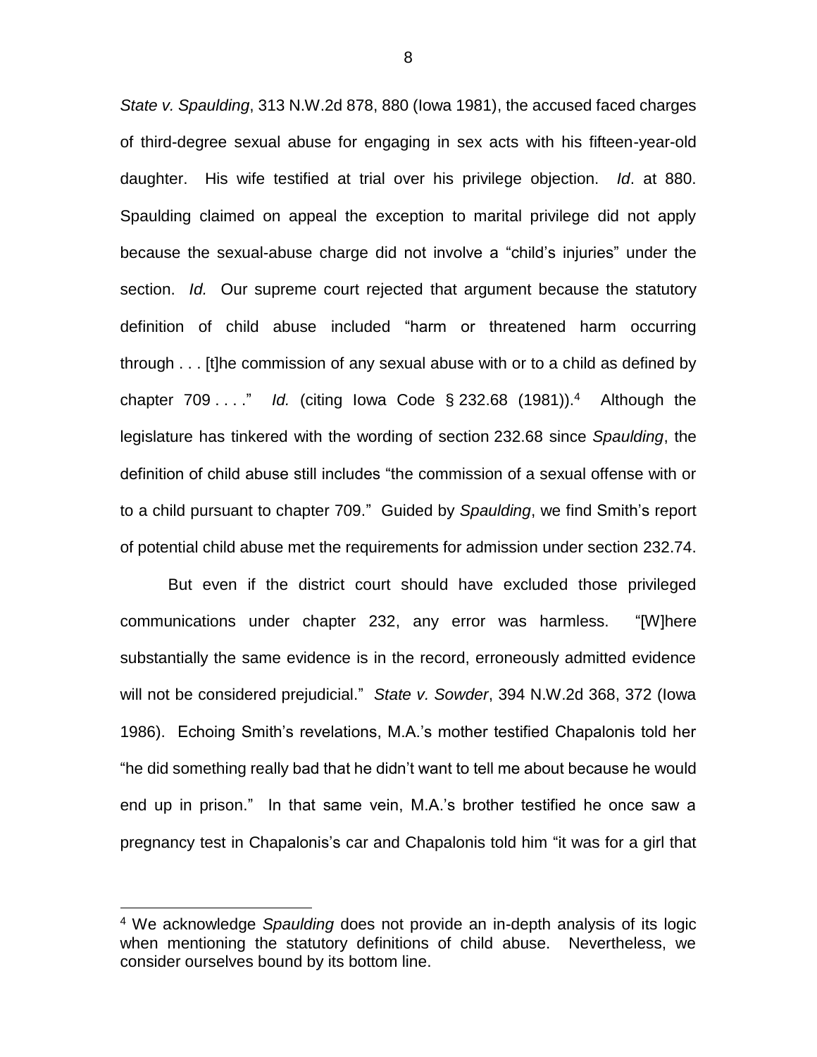*State v. Spaulding*, 313 N.W.2d 878, 880 (Iowa 1981), the accused faced charges of third-degree sexual abuse for engaging in sex acts with his fifteen-year-old daughter. His wife testified at trial over his privilege objection. *Id*. at 880. Spaulding claimed on appeal the exception to marital privilege did not apply because the sexual-abuse charge did not involve a "child's injuries" under the section. *Id.* Our supreme court rejected that argument because the statutory definition of child abuse included "harm or threatened harm occurring through . . . [t]he commission of any sexual abuse with or to a child as defined by chapter 709 . . . ." *Id.* (citing Iowa Code § 232.68 (1981)).[4] Although the legislature has tinkered with the wording of section 232.68 since *Spaulding*, the definition of child abuse still includes "the commission of a sexual offense with or to a child pursuant to chapter 709." Guided by *Spaulding*, we find Smith's report of potential child abuse met the requirements for admission under section 232.74.

But even if the district court should have excluded those privileged communications under chapter 232, any error was harmless. "[W]here substantially the same evidence is in the record, erroneously admitted evidence will not be considered prejudicial." *State v. Sowder*, 394 N.W.2d 368, 372 (Iowa 1986). Echoing Smith's revelations, M.A.'s mother testified Chapalonis told her "he did something really bad that he didn't want to tell me about because he would end up in prison." In that same vein, M.A.'s brother testified he once saw a pregnancy test in Chapalonis's car and Chapalonis told him "it was for a girl that

---

[4] We acknowledge *Spaulding* does not provide an in-depth analysis of its logic when mentioning the statutory definitions of child abuse. Nevertheless, we consider ourselves bound by its bottom line.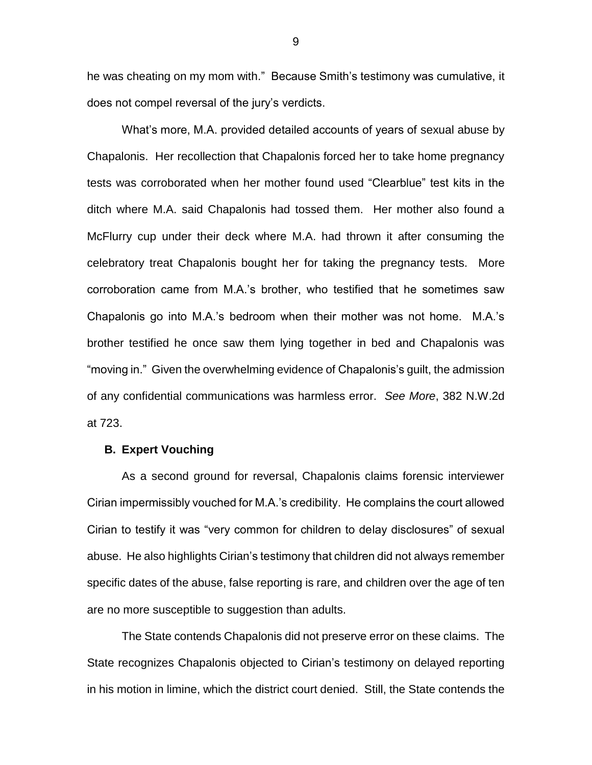he was cheating on my mom with." Because Smith's testimony was cumulative, it does not compel reversal of the jury's verdicts.

What's more, M.A. provided detailed accounts of years of sexual abuse by Chapalonis. Her recollection that Chapalonis forced her to take home pregnancy tests was corroborated when her mother found used "Clearblue" test kits in the ditch where M.A. said Chapalonis had tossed them. Her mother also found a McFlurry cup under their deck where M.A. had thrown it after consuming the celebratory treat Chapalonis bought her for taking the pregnancy tests. More corroboration came from M.A.'s brother, who testified that he sometimes saw Chapalonis go into M.A.'s bedroom when their mother was not home. M.A.'s brother testified he once saw them lying together in bed and Chapalonis was "moving in." Given the overwhelming evidence of Chapalonis's guilt, the admission of any confidential communications was harmless error. *See More*, 382 N.W.2d at 723.

### B. Expert Vouching

As a second ground for reversal, Chapalonis claims forensic interviewer Cirian impermissibly vouched for M.A.'s credibility. He complains the court allowed Cirian to testify it was "very common for children to delay disclosures" of sexual abuse. He also highlights Cirian's testimony that children did not always remember specific dates of the abuse, false reporting is rare, and children over the age of ten are no more susceptible to suggestion than adults.

The State contends Chapalonis did not preserve error on these claims. The State recognizes Chapalonis objected to Cirian's testimony on delayed reporting in his motion in limine, which the district court denied. Still, the State contends the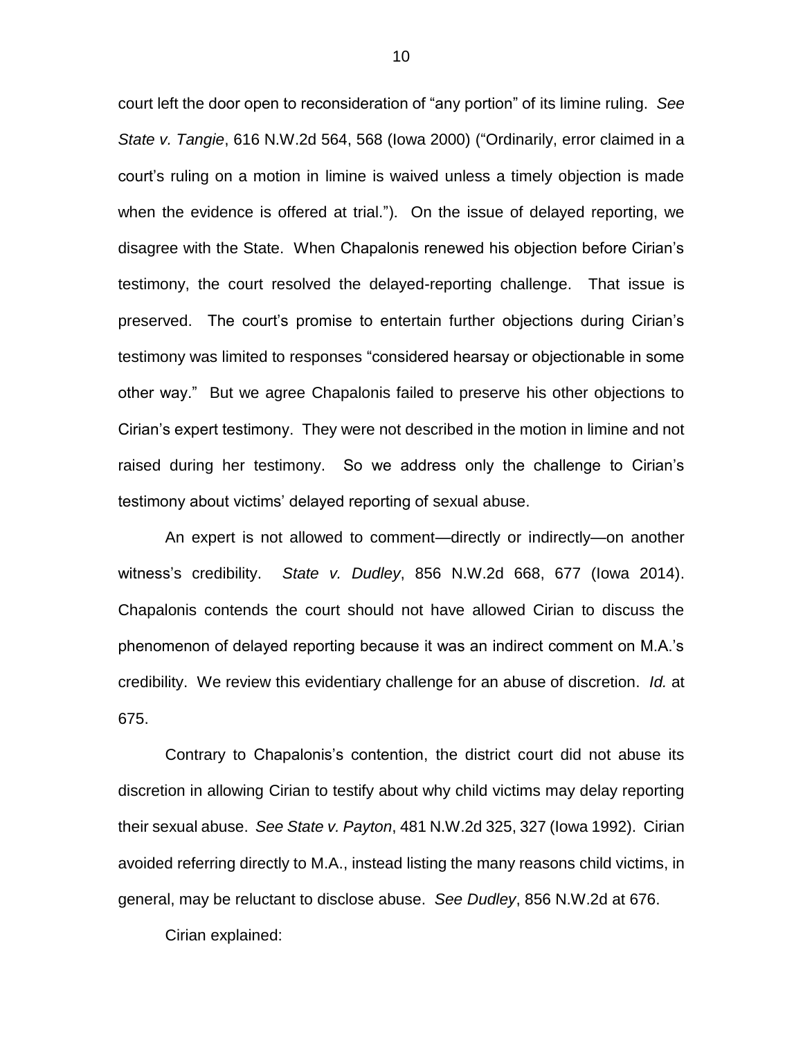court left the door open to reconsideration of "any portion" of its limine ruling. *See State v. Tangie*, 616 N.W.2d 564, 568 (Iowa 2000) ("Ordinarily, error claimed in a court's ruling on a motion in limine is waived unless a timely objection is made when the evidence is offered at trial."). On the issue of delayed reporting, we disagree with the State. When Chapalonis renewed his objection before Cirian's testimony, the court resolved the delayed-reporting challenge. That issue is preserved. The court's promise to entertain further objections during Cirian's testimony was limited to responses "considered hearsay or objectionable in some other way." But we agree Chapalonis failed to preserve his other objections to Cirian's expert testimony. They were not described in the motion in limine and not raised during her testimony. So we address only the challenge to Cirian's testimony about victims' delayed reporting of sexual abuse.

An expert is not allowed to comment—directly or indirectly—on another witness's credibility. *State v. Dudley*, 856 N.W.2d 668, 677 (Iowa 2014). Chapalonis contends the court should not have allowed Cirian to discuss the phenomenon of delayed reporting because it was an indirect comment on M.A.'s credibility. We review this evidentiary challenge for an abuse of discretion. *Id.* at 675.

Contrary to Chapalonis's contention, the district court did not abuse its discretion in allowing Cirian to testify about why child victims may delay reporting their sexual abuse. *See State v. Payton*, 481 N.W.2d 325, 327 (Iowa 1992). Cirian avoided referring directly to M.A., instead listing the many reasons child victims, in general, may be reluctant to disclose abuse. *See Dudley*, 856 N.W.2d at 676.

Cirian explained: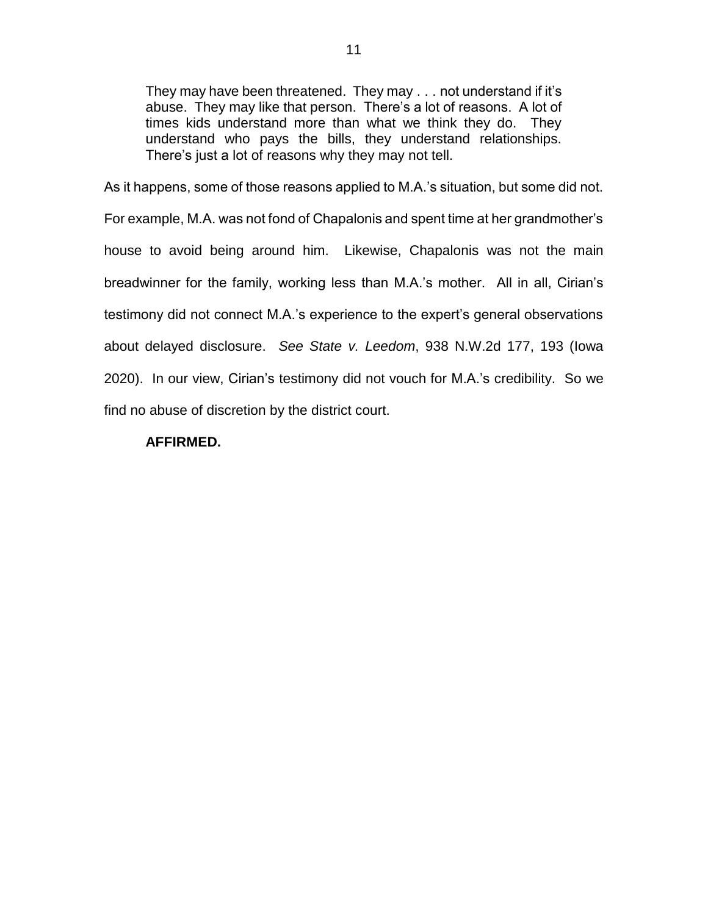> They may have been threatened. They may . . . not understand if it's abuse. They may like that person. There's a lot of reasons. A lot of times kids understand more than what we think they do. They understand who pays the bills, they understand relationships. There's just a lot of reasons why they may not tell.

As it happens, some of those reasons applied to M.A.'s situation, but some did not. For example, M.A. was not fond of Chapalonis and spent time at her grandmother's house to avoid being around him. Likewise, Chapalonis was not the main breadwinner for the family, working less than M.A.'s mother. All in all, Cirian's testimony did not connect M.A.'s experience to the expert's general observations about delayed disclosure. *See State v. Leedom*, 938 N.W.2d 177, 193 (Iowa 2020). In our view, Cirian's testimony did not vouch for M.A.'s credibility. So we find no abuse of discretion by the district court.

**AFFIRMED.**